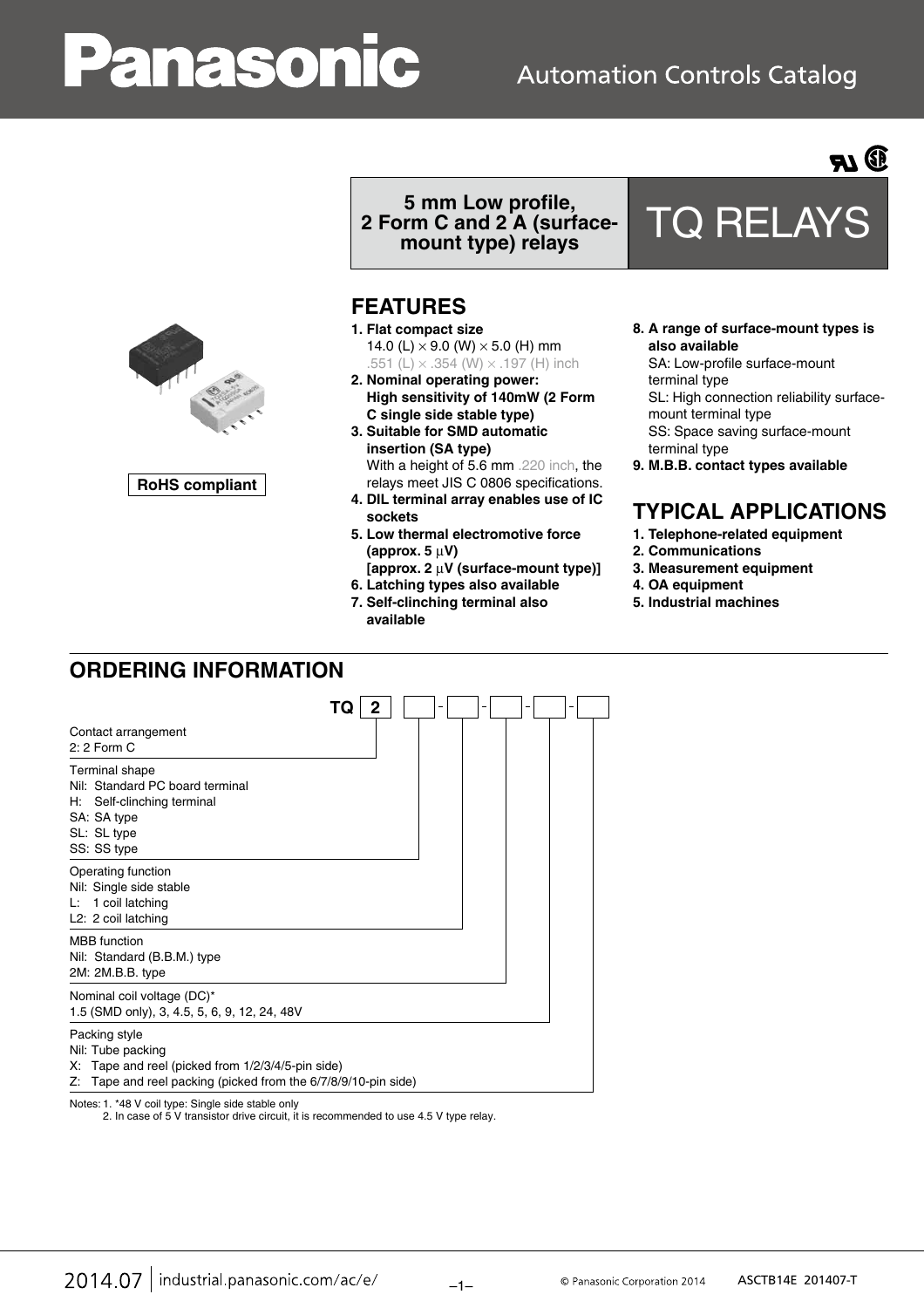# TQ RELAYS

**5 mm Low profile, 2 Form C and 2 A (surface-mount type) relays**

RoHS compliant

## FEATURES

1. **Flat compact size**
   14.0 (L) × 9.0 (W) × 5.0 (H) mm
   .551 (L) × .354 (W) × .197 (H) inch
2. **Nominal operating power: High sensitivity of 140mW (2 Form C single side stable type)**
3. **Suitable for SMD automatic insertion (SA type)**
   With a height of 5.6 mm .220 inch, the relays meet JIS C 0806 specifications.
4. **DIL terminal array enables use of IC sockets**
5. **Low thermal electromotive force (approx. 5 μV) [approx. 2 μV (surface-mount type)]**
6. **Latching types also available**
7. **Self-clinching terminal also available**
8. **A range of surface-mount types is also available**
   SA: Low-profile surface-mount terminal type
   SL: High connection reliability surface-mount terminal type
   SS: Space saving surface-mount terminal type
9. **M.B.B. contact types available**

## TYPICAL APPLICATIONS

1. **Telephone-related equipment**
2. **Communications**
3. **Measurement equipment**
4. **OA equipment**
5. **Industrial machines**

## ORDERING INFORMATION

TQ 2 [ ] - [ ] - [ ] - [ ] - [ ]

**Contact arrangement**
2: 2 Form C

**Terminal shape**
Nil: Standard PC board terminal
H: Self-clinching terminal
SA: SA type
SL: SL type
SS: SS type

**Operating function**
Nil: Single side stable
L: 1 coil latching
L2: 2 coil latching

**MBB function**
Nil: Standard (B.B.M.) type
2M: 2M.B.B. type

**Nominal coil voltage (DC)***
1.5 (SMD only), 3, 4.5, 5, 6, 9, 12, 24, 48V

**Packing style**
Nil: Tube packing
X: Tape and reel (picked from 1/2/3/4/5-pin side)
Z: Tape and reel packing (picked from the 6/7/8/9/10-pin side)

Notes: 1. *48 V coil type: Single side stable only
2. In case of 5 V transistor drive circuit, it is recommended to use 4.5 V type relay.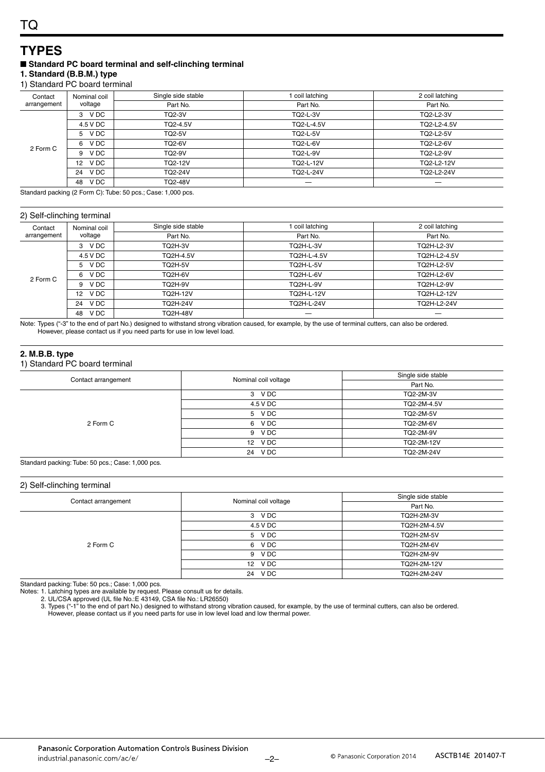# TYPES

## ■ Standard PC board terminal and self-clinching terminal

### 1. Standard (B.B.M.) type

1) Standard PC board terminal

| Contact arrangement | Nominal coil voltage | Single side stable | 1 coil latching | 2 coil latching |
|---|---|---|---|---|
| | | Part No. | Part No. | Part No. |
| 2 Form C | 3 V DC | TQ2-3V | TQ2-L-3V | TQ2-L2-3V |
| | 4.5 V DC | TQ2-4.5V | TQ2-L-4.5V | TQ2-L2-4.5V |
| | 5 V DC | TQ2-5V | TQ2-L-5V | TQ2-L2-5V |
| | 6 V DC | TQ2-6V | TQ2-L-6V | TQ2-L2-6V |
| | 9 V DC | TQ2-9V | TQ2-L-9V | TQ2-L2-9V |
| | 12 V DC | TQ2-12V | TQ2-L-12V | TQ2-L2-12V |
| | 24 V DC | TQ2-24V | TQ2-L-24V | TQ2-L2-24V |
| | 48 V DC | TQ2-48V | — | — |

Standard packing (2 Form C): Tube: 50 pcs.; Case: 1,000 pcs.

2) Self-clinching terminal

| Contact arrangement | Nominal coil voltage | Single side stable | 1 coil latching | 2 coil latching |
|---|---|---|---|---|
| | | Part No. | Part No. | Part No. |
| 2 Form C | 3 V DC | TQ2H-3V | TQ2H-L-3V | TQ2H-L2-3V |
| | 4.5 V DC | TQ2H-4.5V | TQ2H-L-4.5V | TQ2H-L2-4.5V |
| | 5 V DC | TQ2H-5V | TQ2H-L-5V | TQ2H-L2-5V |
| | 6 V DC | TQ2H-6V | TQ2H-L-6V | TQ2H-L2-6V |
| | 9 V DC | TQ2H-9V | TQ2H-L-9V | TQ2H-L2-9V |
| | 12 V DC | TQ2H-12V | TQ2H-L-12V | TQ2H-L2-12V |
| | 24 V DC | TQ2H-24V | TQ2H-L-24V | TQ2H-L2-24V |
| | 48 V DC | TQ2H-48V | — | — |

Note: Types ("-3" to the end of part No.) designed to withstand strong vibration caused, for example, by the use of terminal cutters, can also be ordered.
However, please contact us if you need parts for use in low level load.

### 2. M.B.B. type

1) Standard PC board terminal

| Contact arrangement | Nominal coil voltage | Single side stable |
|---|---|---|
| | | Part No. |
| 2 Form C | 3 V DC | TQ2-2M-3V |
| | 4.5 V DC | TQ2-2M-4.5V |
| | 5 V DC | TQ2-2M-5V |
| | 6 V DC | TQ2-2M-6V |
| | 9 V DC | TQ2-2M-9V |
| | 12 V DC | TQ2-2M-12V |
| | 24 V DC | TQ2-2M-24V |

Standard packing: Tube: 50 pcs.; Case: 1,000 pcs.

2) Self-clinching terminal

| Contact arrangement | Nominal coil voltage | Single side stable |
|---|---|---|
| | | Part No. |
| 2 Form C | 3 V DC | TQ2H-2M-3V |
| | 4.5 V DC | TQ2H-2M-4.5V |
| | 5 V DC | TQ2H-2M-5V |
| | 6 V DC | TQ2H-2M-6V |
| | 9 V DC | TQ2H-2M-9V |
| | 12 V DC | TQ2H-2M-12V |
| | 24 V DC | TQ2H-2M-24V |

Standard packing: Tube: 50 pcs.; Case: 1,000 pcs.

Notes: 1. Latching types are available by request. Please consult us for details.
2. UL/CSA approved (UL file No.:E 43149, CSA file No.: LR26550)
3. Types ("-1" to the end of part No.) designed to withstand strong vibration caused, for example, by the use of terminal cutters, can also be ordered.
However, please contact us if you need parts for use in low level load and low thermal power.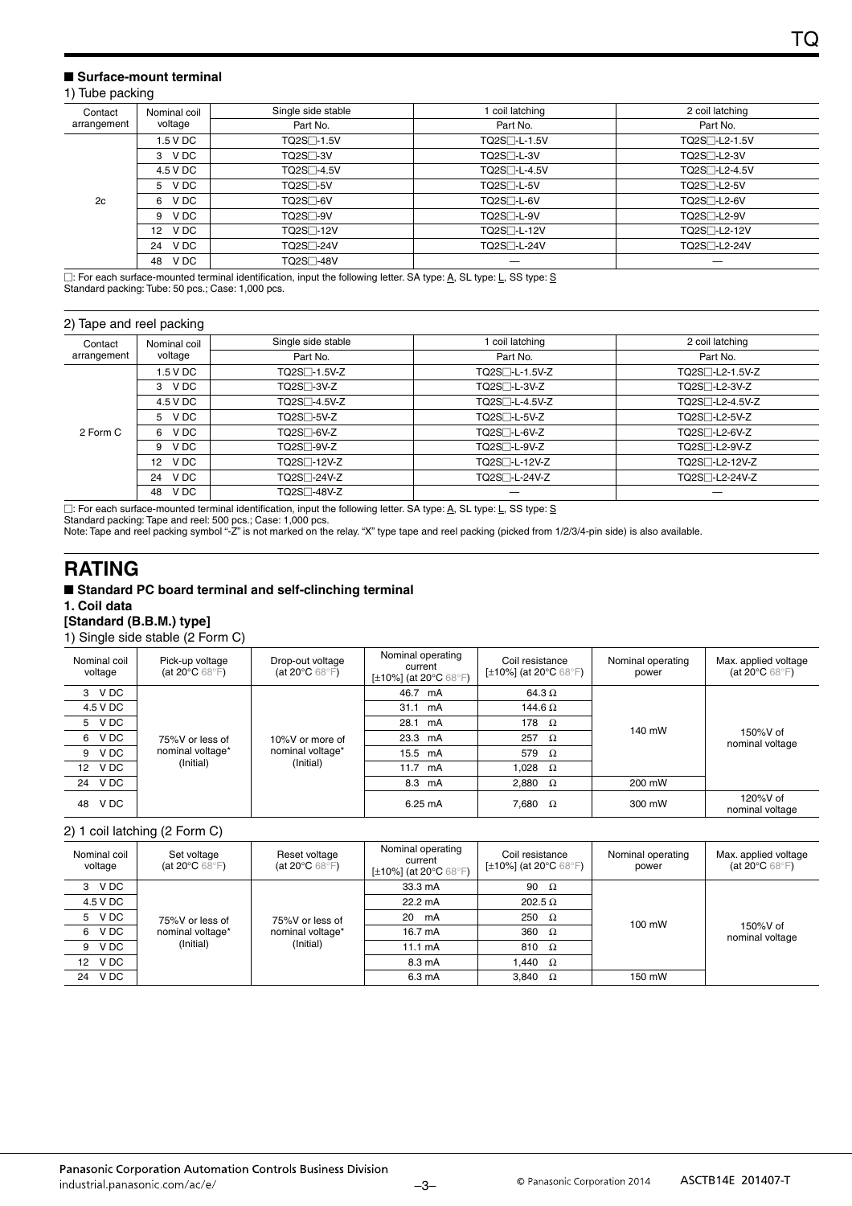### ■ Surface-mount terminal

1) Tube packing

| Contact arrangement | Nominal coil voltage | Single side stable | 1 coil latching | 2 coil latching |
|---|---|---|---|---|
| | | Part No. | Part No. | Part No. |
| 2c | 1.5 V DC | TQ2S□-1.5V | TQ2S□-L-1.5V | TQ2S□-L2-1.5V |
| | 3 V DC | TQ2S□-3V | TQ2S□-L-3V | TQ2S□-L2-3V |
| | 4.5 V DC | TQ2S□-4.5V | TQ2S□-L-4.5V | TQ2S□-L2-4.5V |
| | 5 V DC | TQ2S□-5V | TQ2S□-L-5V | TQ2S□-L2-5V |
| | 6 V DC | TQ2S□-6V | TQ2S□-L-6V | TQ2S□-L2-6V |
| | 9 V DC | TQ2S□-9V | TQ2S□-L-9V | TQ2S□-L2-9V |
| | 12 V DC | TQ2S□-12V | TQ2S□-L-12V | TQ2S□-L2-12V |
| | 24 V DC | TQ2S□-24V | TQ2S□-L-24V | TQ2S□-L2-24V |
| | 48 V DC | TQ2S□-48V | — | — |

□: For each surface-mounted terminal identification, input the following letter. SA type: A, SL type: L, SS type: S
Standard packing: Tube: 50 pcs.; Case: 1,000 pcs.

2) Tape and reel packing

| Contact arrangement | Nominal coil voltage | Single side stable | 1 coil latching | 2 coil latching |
|---|---|---|---|---|
| | | Part No. | Part No. | Part No. |
| 2 Form C | 1.5 V DC | TQ2S□-1.5V-Z | TQ2S□-L-1.5V-Z | TQ2S□-L2-1.5V-Z |
| | 3 V DC | TQ2S□-3V-Z | TQ2S□-L-3V-Z | TQ2S□-L2-3V-Z |
| | 4.5 V DC | TQ2S□-4.5V-Z | TQ2S□-L-4.5V-Z | TQ2S□-L2-4.5V-Z |
| | 5 V DC | TQ2S□-5V-Z | TQ2S□-L-5V-Z | TQ2S□-L2-5V-Z |
| | 6 V DC | TQ2S□-6V-Z | TQ2S□-L-6V-Z | TQ2S□-L2-6V-Z |
| | 9 V DC | TQ2S□-9V-Z | TQ2S□-L-9V-Z | TQ2S□-L2-9V-Z |
| | 12 V DC | TQ2S□-12V-Z | TQ2S□-L-12V-Z | TQ2S□-L2-12V-Z |
| | 24 V DC | TQ2S□-24V-Z | TQ2S□-L-24V-Z | TQ2S□-L2-24V-Z |
| | 48 V DC | TQ2S□-48V-Z | — | — |

□: For each surface-mounted terminal identification, input the following letter. SA type: A, SL type: L, SS type: S
Standard packing: Tape and reel: 500 pcs.; Case: 1,000 pcs.
Note: Tape and reel packing symbol "-Z" is not marked on the relay. "X" type tape and reel packing (picked from 1/2/3/4-pin side) is also available.

# RATING

### ■ Standard PC board terminal and self-clinching terminal

**1. Coil data**

**[Standard (B.B.M.) type]**

1) Single side stable (2 Form C)

| Nominal coil voltage | Pick-up voltage (at 20°C 68°F) | Drop-out voltage (at 20°C 68°F) | Nominal operating current [±10%] (at 20°C 68°F) | Coil resistance [±10%] (at 20°C 68°F) | Nominal operating power | Max. applied voltage (at 20°C 68°F) |
|---|---|---|---|---|---|---|
| 3 V DC | 75%V or less of nominal voltage* (Initial) | 10%V or more of nominal voltage* (Initial) | 46.7 mA | 64.3 Ω | 140 mW | 150%V of nominal voltage |
| 4.5 V DC | | | 31.1 mA | 144.6 Ω | | |
| 5 V DC | | | 28.1 mA | 178 Ω | | |
| 6 V DC | | | 23.3 mA | 257 Ω | | |
| 9 V DC | | | 15.5 mA | 579 Ω | | |
| 12 V DC | | | 11.7 mA | 1,028 Ω | | |
| 24 V DC | | | 8.3 mA | 2,880 Ω | 200 mW | |
| 48 V DC | | | 6.25 mA | 7,680 Ω | 300 mW | 120%V of nominal voltage |

2) 1 coil latching (2 Form C)

| Nominal coil voltage | Set voltage (at 20°C 68°F) | Reset voltage (at 20°C 68°F) | Nominal operating current [±10%] (at 20°C 68°F) | Coil resistance [±10%] (at 20°C 68°F) | Nominal operating power | Max. applied voltage (at 20°C 68°F) |
|---|---|---|---|---|---|---|
| 3 V DC | 75%V or less of nominal voltage* (Initial) | 75%V or less of nominal voltage* (Initial) | 33.3 mA | 90 Ω | 100 mW | 150%V of nominal voltage |
| 4.5 V DC | | | 22.2 mA | 202.5 Ω | | |
| 5 V DC | | | 20 mA | 250 Ω | | |
| 6 V DC | | | 16.7 mA | 360 Ω | | |
| 9 V DC | | | 11.1 mA | 810 Ω | | |
| 12 V DC | | | 8.3 mA | 1,440 Ω | | |
| 24 V DC | | | 6.3 mA | 3,840 Ω | 150 mW | |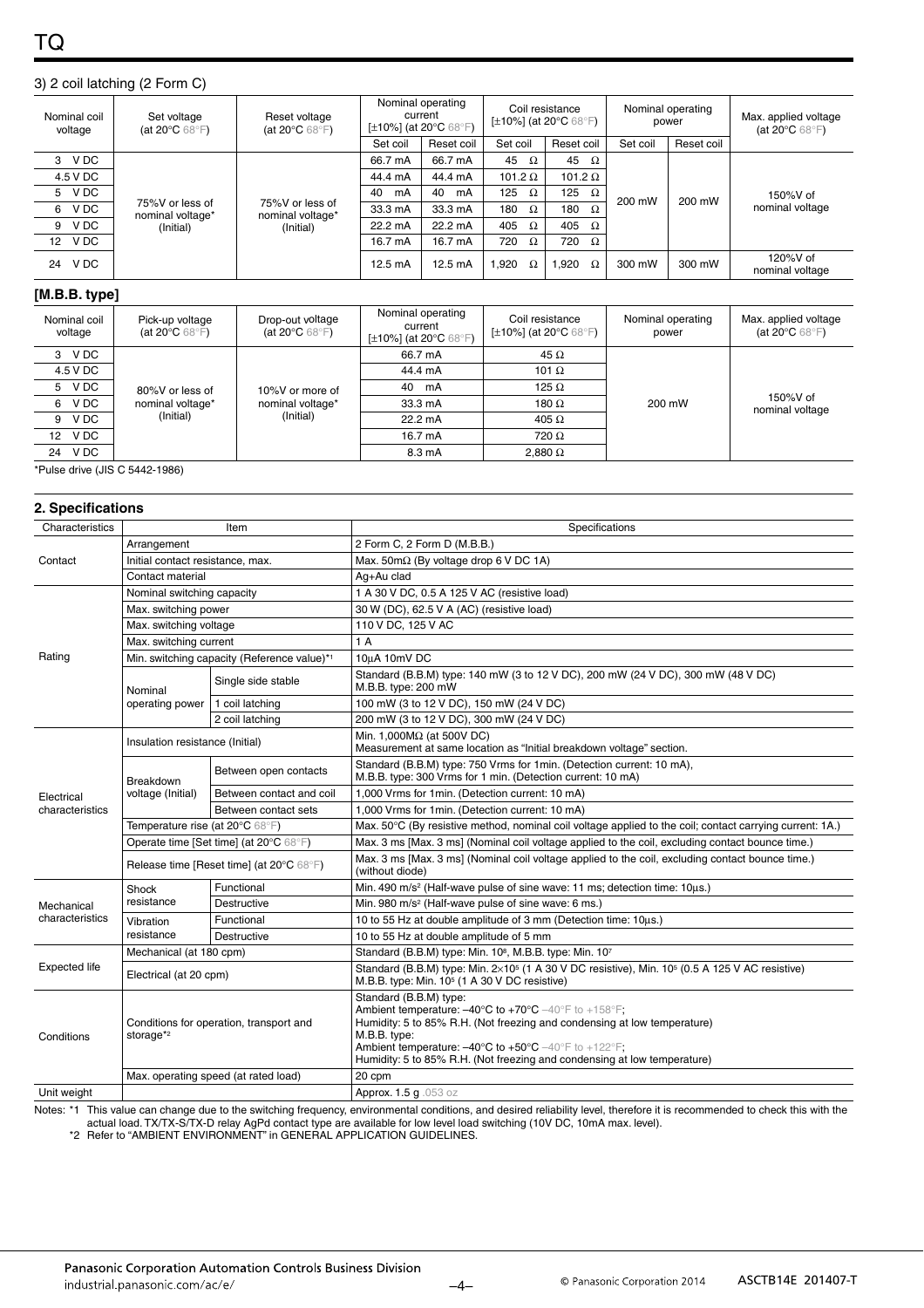### 3) 2 coil latching (2 Form C)

| Nominal coil voltage | Set voltage (at 20°C 68°F) | Reset voltage (at 20°C 68°F) | Nominal operating current [±10%] (at 20°C 68°F) | | Coil resistance [±10%] (at 20°C 68°F) | | Nominal operating power | | Max. applied voltage (at 20°C 68°F) |
|---|---|---|---|---|---|---|---|---|---|
| | | | Set coil | Reset coil | Set coil | Reset coil | Set coil | Reset coil | |
| 3 V DC | 75%V or less of nominal voltage* (Initial) | 75%V or less of nominal voltage* (Initial) | 66.7 mA | 66.7 mA | 45 Ω | 45 Ω | 200 mW | 200 mW | 150%V of nominal voltage |
| 4.5 V DC | | | 44.4 mA | 44.4 mA | 101.2 Ω | 101.2 Ω | | | |
| 5 V DC | | | 40 mA | 40 mA | 125 Ω | 125 Ω | | | |
| 6 V DC | | | 33.3 mA | 33.3 mA | 180 Ω | 180 Ω | | | |
| 9 V DC | | | 22.2 mA | 22.2 mA | 405 Ω | 405 Ω | | | |
| 12 V DC | | | 16.7 mA | 16.7 mA | 720 Ω | 720 Ω | | | |
| 24 V DC | | | 12.5 mA | 12.5 mA | 1,920 Ω | 1,920 Ω | 300 mW | 300 mW | 120%V of nominal voltage |

**[M.B.B. type]**

| Nominal coil voltage | Pick-up voltage (at 20°C 68°F) | Drop-out voltage (at 20°C 68°F) | Nominal operating current [±10%] (at 20°C 68°F) | Coil resistance [±10%] (at 20°C 68°F) | Nominal operating power | Max. applied voltage (at 20°C 68°F) |
|---|---|---|---|---|---|---|
| 3 V DC | 80%V or less of nominal voltage* (Initial) | 10%V or more of nominal voltage* (Initial) | 66.7 mA | 45 Ω | 200 mW | 150%V of nominal voltage |
| 4.5 V DC | | | 44.4 mA | 101 Ω | | |
| 5 V DC | | | 40 mA | 125 Ω | | |
| 6 V DC | | | 33.3 mA | 180 Ω | | |
| 9 V DC | | | 22.2 mA | 405 Ω | | |
| 12 V DC | | | 16.7 mA | 720 Ω | | |
| 24 V DC | | | 8.3 mA | 2,880 Ω | | |

*Pulse drive (JIS C 5442-1986)

## 2. Specifications

| Characteristics | Item | | Specifications |
|---|---|---|---|
| Contact | Arrangement | | 2 Form C, 2 Form D (M.B.B.) |
| | Initial contact resistance, max. | | Max. 50mΩ (By voltage drop 6 V DC 1A) |
| | Contact material | | Ag+Au clad |
| Rating | Nominal switching capacity | | 1 A 30 V DC, 0.5 A 125 V AC (resistive load) |
| | Max. switching power | | 30 W (DC), 62.5 V A (AC) (resistive load) |
| | Max. switching voltage | | 110 V DC, 125 V AC |
| | Max. switching current | | 1 A |
| | Min. switching capacity (Reference value)*1 | | 10μA 10mV DC |
| | Nominal operating power | Single side stable | Standard (B.B.M) type: 140 mW (3 to 12 V DC), 200 mW (24 V DC), 300 mW (48 V DC) M.B.B. type: 200 mW |
| | | 1 coil latching | 100 mW (3 to 12 V DC), 150 mW (24 V DC) |
| | | 2 coil latching | 200 mW (3 to 12 V DC), 300 mW (24 V DC) |
| Electrical characteristics | Insulation resistance (Initial) | | Min. 1,000MΩ (at 500V DC) Measurement at same location as "Initial breakdown voltage" section. |
| | Breakdown voltage (Initial) | Between open contacts | Standard (B.B.M) type: 750 Vrms for 1min. (Detection current: 10 mA), M.B.B. type: 300 Vrms for 1 min. (Detection current: 10 mA) |
| | | Between contact and coil | 1,000 Vrms for 1min. (Detection current: 10 mA) |
| | | Between contact sets | 1,000 Vrms for 1min. (Detection current: 10 mA) |
| | Temperature rise (at 20°C 68°F) | | Max. 50°C (By resistive method, nominal coil voltage applied to the coil; contact carrying current: 1A.) |
| | Operate time [Set time] (at 20°C 68°F) | | Max. 3 ms [Max. 3 ms] (Nominal coil voltage applied to the coil, excluding contact bounce time.) |
| | Release time [Reset time] (at 20°C 68°F) | | Max. 3 ms [Max. 3 ms] (Nominal coil voltage applied to the coil, excluding contact bounce time.) (without diode) |
| Mechanical characteristics | Shock resistance | Functional | Min. 490 m/s² (Half-wave pulse of sine wave: 11 ms; detection time: 10μs.) |
| | | Destructive | Min. 980 m/s² (Half-wave pulse of sine wave: 6 ms.) |
| | Vibration resistance | Functional | 10 to 55 Hz at double amplitude of 3 mm (Detection time: 10μs.) |
| | | Destructive | 10 to 55 Hz at double amplitude of 5 mm |
| Expected life | Mechanical (at 180 cpm) | | Standard (B.B.M) type: Min. $10^8$, M.B.B. type: Min. $10^7$ |
| | Electrical (at 20 cpm) | | Standard (B.B.M) type: Min. $2\times10^5$ (1 A 30 V DC resistive), Min. $10^5$ (0.5 A 125 V AC resistive) M.B.B. type: Min. $10^5$ (1 A 30 V DC resistive) |
| Conditions | Conditions for operation, transport and storage*2 | | Standard (B.B.M) type: Ambient temperature: –40°C to +70°C –40°F to +158°F; Humidity: 5 to 85% R.H. (Not freezing and condensing at low temperature) M.B.B. type: Ambient temperature: –40°C to +50°C –40°F to +122°F; Humidity: 5 to 85% R.H. (Not freezing and condensing at low temperature) |
| | Max. operating speed (at rated load) | | 20 cpm |
| Unit weight | | | Approx. 1.5 g .053 oz |

Notes: *1 This value can change due to the switching frequency, environmental conditions, and desired reliability level, therefore it is recommended to check this with the actual load. TX/TX-S/TX-D relay AgPd contact type are available for low level load switching (10V DC, 10mA max. level).

*2 Refer to "AMBIENT ENVIRONMENT" in GENERAL APPLICATION GUIDELINES.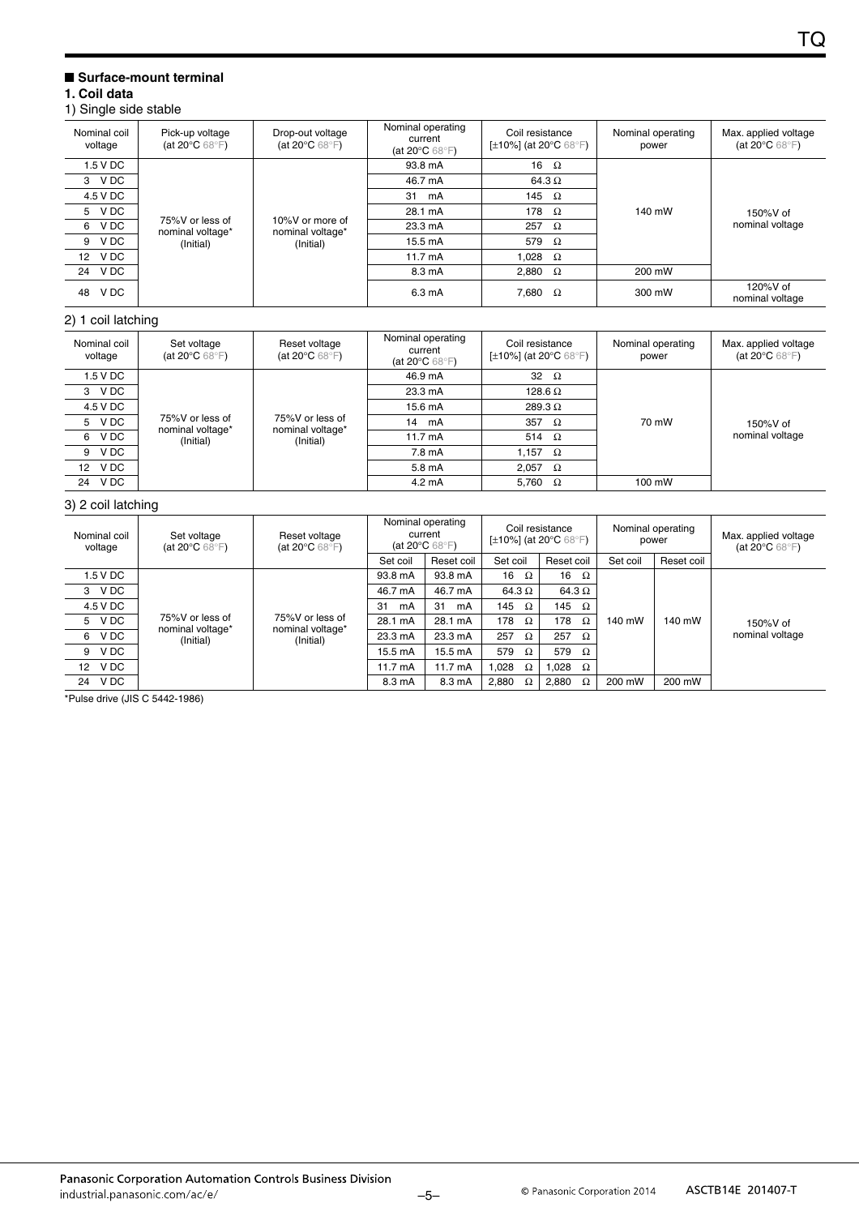## ■ Surface-mount terminal

### 1. Coil data

1) Single side stable

| Nominal coil voltage | Pick-up voltage (at 20°C 68°F) | Drop-out voltage (at 20°C 68°F) | Nominal operating current (at 20°C 68°F) | Coil resistance [±10%] (at 20°C 68°F) | Nominal operating power | Max. applied voltage (at 20°C 68°F) |
|---|---|---|---|---|---|---|
| 1.5 V DC | 75%V or less of nominal voltage* (Initial) | 10%V or more of nominal voltage* (Initial) | 93.8 mA | 16 Ω | 140 mW | 150%V of nominal voltage |
| 3 V DC | | | 46.7 mA | 64.3 Ω | | |
| 4.5 V DC | | | 31 mA | 145 Ω | | |
| 5 V DC | | | 28.1 mA | 178 Ω | | |
| 6 V DC | | | 23.3 mA | 257 Ω | | |
| 9 V DC | | | 15.5 mA | 579 Ω | | |
| 12 V DC | | | 11.7 mA | 1,028 Ω | | |
| 24 V DC | | | 8.3 mA | 2,880 Ω | 200 mW | |
| 48 V DC | | | 6.3 mA | 7,680 Ω | 300 mW | 120%V of nominal voltage |

2) 1 coil latching

| Nominal coil voltage | Set voltage (at 20°C 68°F) | Reset voltage (at 20°C 68°F) | Nominal operating current (at 20°C 68°F) | Coil resistance [±10%] (at 20°C 68°F) | Nominal operating power | Max. applied voltage (at 20°C 68°F) |
|---|---|---|---|---|---|---|
| 1.5 V DC | 75%V or less of nominal voltage* (Initial) | 75%V or less of nominal voltage* (Initial) | 46.9 mA | 32 Ω | 70 mW | 150%V of nominal voltage |
| 3 V DC | | | 23.3 mA | 128.6 Ω | | |
| 4.5 V DC | | | 15.6 mA | 289.3 Ω | | |
| 5 V DC | | | 14 mA | 357 Ω | | |
| 6 V DC | | | 11.7 mA | 514 Ω | | |
| 9 V DC | | | 7.8 mA | 1,157 Ω | | |
| 12 V DC | | | 5.8 mA | 2,057 Ω | | |
| 24 V DC | | | 4.2 mA | 5,760 Ω | 100 mW | |

3) 2 coil latching

| Nominal coil voltage | Set voltage (at 20°C 68°F) | Reset voltage (at 20°C 68°F) | Nominal operating current (at 20°C 68°F) | | Coil resistance [±10%] (at 20°C 68°F) | | Nominal operating power | | Max. applied voltage (at 20°C 68°F) |
|---|---|---|---|---|---|---|---|---|---|
| | | | Set coil | Reset coil | Set coil | Reset coil | Set coil | Reset coil | |
| 1.5 V DC | 75%V or less of nominal voltage* (Initial) | 75%V or less of nominal voltage* (Initial) | 93.8 mA | 93.8 mA | 16 Ω | 16 Ω | 140 mW | 140 mW | 150%V of nominal voltage |
| 3 V DC | | | 46.7 mA | 46.7 mA | 64.3 Ω | 64.3 Ω | | | |
| 4.5 V DC | | | 31 mA | 31 mA | 145 Ω | 145 Ω | | | |
| 5 V DC | | | 28.1 mA | 28.1 mA | 178 Ω | 178 Ω | | | |
| 6 V DC | | | 23.3 mA | 23.3 mA | 257 Ω | 257 Ω | | | |
| 9 V DC | | | 15.5 mA | 15.5 mA | 579 Ω | 579 Ω | | | |
| 12 V DC | | | 11.7 mA | 11.7 mA | 1,028 Ω | 1,028 Ω | | | |
| 24 V DC | | | 8.3 mA | 8.3 mA | 2,880 Ω | 2,880 Ω | 200 mW | 200 mW | |

*Pulse drive (JIS C 5442-1986)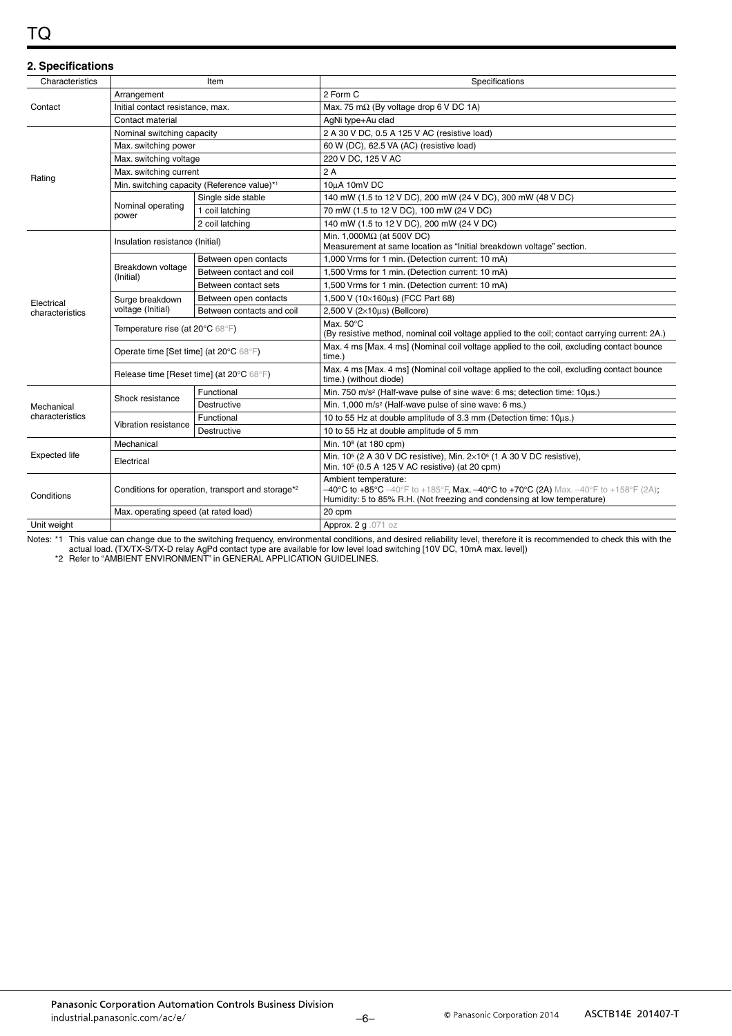## 2. Specifications

| Characteristics | Item | | Specifications |
|---|---|---|---|
| Contact | Arrangement | | 2 Form C |
| | Initial contact resistance, max. | | Max. 75 mΩ (By voltage drop 6 V DC 1A) |
| | Contact material | | AgNi type+Au clad |
| Rating | Nominal switching capacity | | 2 A 30 V DC, 0.5 A 125 V AC (resistive load) |
| | Max. switching power | | 60 W (DC), 62.5 VA (AC) (resistive load) |
| | Max. switching voltage | | 220 V DC, 125 V AC |
| | Max. switching current | | 2 A |
| | Min. switching capacity (Reference value)*1 | | 10μA 10mV DC |
| | Nominal operating power | Single side stable | 140 mW (1.5 to 12 V DC), 200 mW (24 V DC), 300 mW (48 V DC) |
| | | 1 coil latching | 70 mW (1.5 to 12 V DC), 100 mW (24 V DC) |
| | | 2 coil latching | 140 mW (1.5 to 12 V DC), 200 mW (24 V DC) |
| Electrical characteristics | Insulation resistance (Initial) | | Min. 1,000MΩ (at 500V DC)<br>Measurement at same location as "Initial breakdown voltage" section. |
| | Breakdown voltage (Initial) | Between open contacts | 1,000 Vrms for 1 min. (Detection current: 10 mA) |
| | | Between contact and coil | 1,500 Vrms for 1 min. (Detection current: 10 mA) |
| | | Between contact sets | 1,500 Vrms for 1 min. (Detection current: 10 mA) |
| | Surge breakdown voltage (Initial) | Between open contacts | 1,500 V (10×160μs) (FCC Part 68) |
| | | Between contacts and coil | 2,500 V (2×10μs) (Bellcore) |
| | Temperature rise (at 20°C 68°F) | | Max. 50°C<br>(By resistive method, nominal coil voltage applied to the coil; contact carrying current: 2A.) |
| | Operate time [Set time] (at 20°C 68°F) | | Max. 4 ms [Max. 4 ms] (Nominal coil voltage applied to the coil, excluding contact bounce time.) |
| | Release time [Reset time] (at 20°C 68°F) | | Max. 4 ms [Max. 4 ms] (Nominal coil voltage applied to the coil, excluding contact bounce time.) (without diode) |
| Mechanical characteristics | Shock resistance | Functional | Min. 750 m/s² (Half-wave pulse of sine wave: 6 ms; detection time: 10μs.) |
| | | Destructive | Min. 1,000 m/s² (Half-wave pulse of sine wave: 6 ms.) |
| | Vibration resistance | Functional | 10 to 55 Hz at double amplitude of 3.3 mm (Detection time: 10μs.) |
| | | Destructive | 10 to 55 Hz at double amplitude of 5 mm |
| Expected life | Mechanical | | Min. $10^8$ (at 180 cpm) |
| | Electrical | | Min. $10^5$ (2 A 30 V DC resistive), Min. $2 \times 10^5$ (1 A 30 V DC resistive),<br>Min. $10^5$ (0.5 A 125 V AC resistive) (at 20 cpm) |
| Conditions | Conditions for operation, transport and storage*2 | | Ambient temperature:<br>–40°C to +85°C –40°F to +185°F, Max. –40°C to +70°C (2A) Max. –40°F to +158°F (2A);<br>Humidity: 5 to 85% R.H. (Not freezing and condensing at low temperature) |
| | Max. operating speed (at rated load) | | 20 cpm |
| Unit weight | | | Approx. 2 g .071 oz |

Notes: *1 This value can change due to the switching frequency, environmental conditions, and desired reliability level, therefore it is recommended to check this with the actual load. (TX/TX-S/TX-D relay AgPd contact type are available for low level load switching [10V DC, 10mA max. level])

*2 Refer to "AMBIENT ENVIRONMENT" in GENERAL APPLICATION GUIDELINES.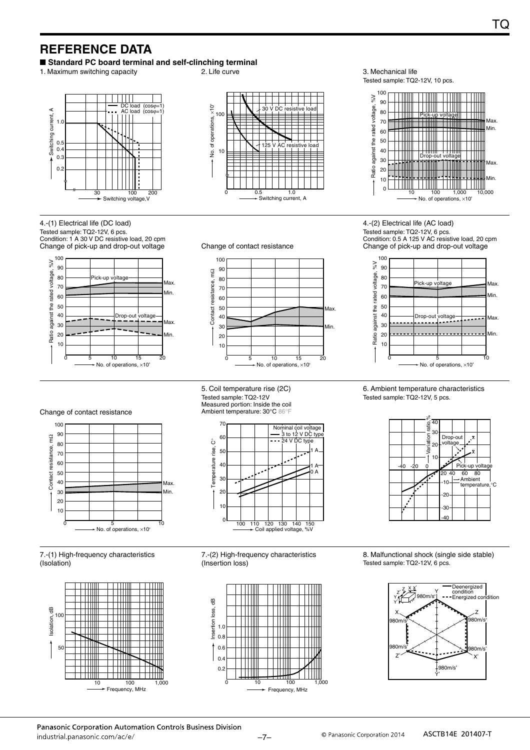# REFERENCE DATA

■ **Standard PC board terminal and self-clinching terminal**

1. Maximum switching capacity

2. Life curve

3. Mechanical life

Tested sample: TQ2-12V, 10 pcs.

4.-(1) Electrical life (DC load)

Tested sample: TQ2-12V, 6 pcs.
Condition: 1 A 30 V DC resistive load, 20 cpm

Change of pick-up and drop-out voltage

Change of contact resistance

4.-(2) Electrical life (AC load)

Tested sample: TQ2-12V, 6 pcs.
Condition: 0.5 A 125 V AC resistive load, 20 cpm

Change of pick-up and drop-out voltage

Change of contact resistance

5. Coil temperature rise (2C)

Tested sample: TQ2-12V
Measured portion: Inside the coil
Ambient temperature: 30°C 86°F

6. Ambient temperature characteristics

Tested sample: TQ2-12V, 5 pcs.

7.-(1) High-frequency characteristics (Isolation)

7.-(2) High-frequency characteristics (Insertion loss)

8. Malfunctional shock (single side stable)

Tested sample: TQ2-12V, 6 pcs.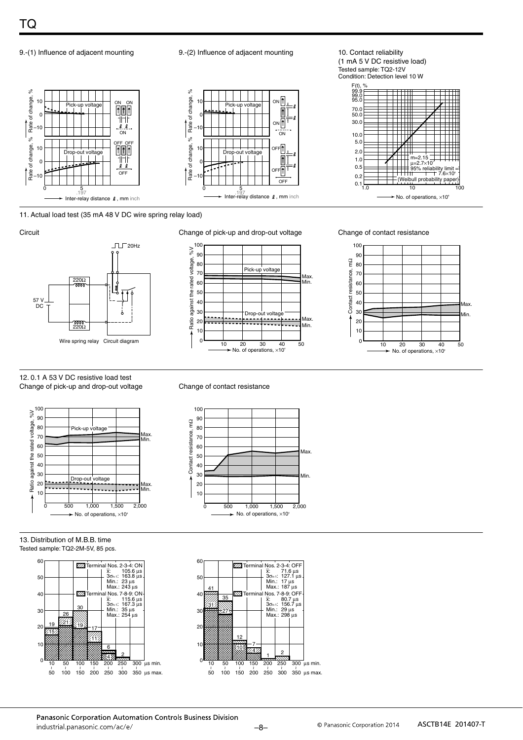### 9.-(1) Influence of adjacent mounting

Rate of change, %

Pick-up voltage

ON ON

ON

Drop-out voltage

OFF OFF

OFF

Inter-relay distance ℓ, mm inch

### 9.-(2) Influence of adjacent mounting

Pick-up voltage

ON

ON

ON

Drop-out voltage

OFF

OFF

OFF

Inter-relay distance ℓ, mm inch

### 10. Contact reliability

(1 mA 5 V DC resistive load)
Tested sample: TQ2-12V
Condition: Detection level 10 W

F(t), %

m=2.15
μ=2.7×10[7]
95% reliability limit = 7.6×10[6]
(Weibull probability paper)

No. of operations, ×10[6]

### 11. Actual load test (35 mA 48 V DC wire spring relay load)

**Circuit**

20Hz

220Ω

57 V DC

220Ω

Wire spring relay Circuit diagram

**Change of pick-up and drop-out voltage**

Ratio against the rated voltage, %V

Pick-up voltage Max. Min.

Drop-out voltage Max. Min.

No. of operations, ×10[4]

**Change of contact resistance**

Contact resistance, mΩ

Max.

Min.

No. of operations, ×10[4]

### 12. 0.1 A 53 V DC resistive load test

**Change of pick-up and drop-out voltage**

Ratio against the rated voltage, %V

Pick-up voltage Max. Min.

Drop-out voltage Max. Min.

No. of operations, ×10[4]

**Change of contact resistance**

Contact resistance, mΩ

Max.

Min.

No. of operations, ×10[4]

### 13. Distribution of M.B.B. time

Tested sample: TQ2-2M-5V, 85 pcs.

Terminal Nos. 2-3-4: ON
$\bar{x}$: 105.6 μs
$3\sigma_{n-1}$: 163.8 μs
Min.: 23 μs
Max.: 243 μs

Terminal Nos. 7-8-9: ON
$\bar{x}$: 115.6 μs
$3\sigma_{n-1}$: 167.3 μs
Min.: 35 μs
Max.: 254 μs

| μs min. – μs max. | 10–50 | 50–100 | 100–150 | 150–200 | 200–250 | 250–300 | 300–350 |
|---|---|---|---|---|---|---|---|
| Terminal Nos. 2-3-4: ON | 19 | 26 | 30 | 17 | 6 | 2 | |
| Terminal Nos. 7-8-9: ON | 15 | 21 | 19 | 11 | 4 | | |

Terminal Nos. 2-3-4: OFF
$\bar{x}$: 71.6 μs
$3\sigma_{n-1}$: 127.1 μs
Min.: 17 μs
Max.: 187 μs

Terminal Nos. 7-8-9: OFF
$\bar{x}$: 80.7 μs
$3\sigma_{n-1}$: 156.7 μs
Min.: 29 μs
Max.: 298 μs

| μs min. – μs max. | 10–50 | 50–100 | 100–150 | 150–200 | 200–250 | 250–300 | 300–350 |
|---|---|---|---|---|---|---|---|
| Terminal Nos. 2-3-4: OFF | 41 | 35 | 12 | 7 | 1 | 2 | |
| Terminal Nos. 7-8-9: OFF | 31 | 27 | 10 | 4 | | | |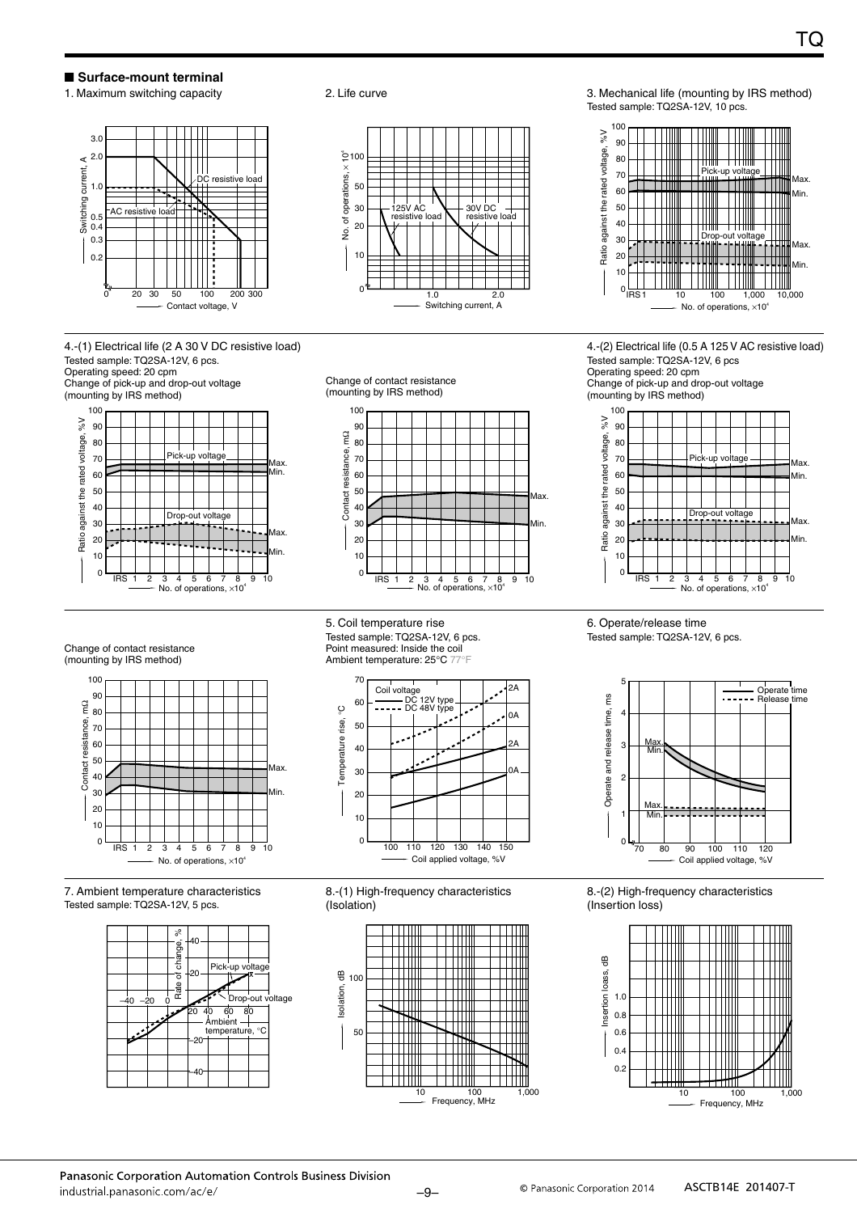## ■ Surface-mount terminal

1. Maximum switching capacity

2. Life curve

3. Mechanical life (mounting by IRS method)
Tested sample: TQ2SA-12V, 10 pcs.

4.-(1) Electrical life (2 A 30 V DC resistive load)
Tested sample: TQ2SA-12V, 6 pcs.
Operating speed: 20 cpm
Change of pick-up and drop-out voltage
(mounting by IRS method)

Change of contact resistance
(mounting by IRS method)

4.-(2) Electrical life (0.5 A 125 V AC resistive load)
Tested sample: TQ2SA-12V, 6 pcs
Operating speed: 20 cpm
Change of pick-up and drop-out voltage
(mounting by IRS method)

Change of contact resistance
(mounting by IRS method)

5. Coil temperature rise
Tested sample: TQ2SA-12V, 6 pcs.
Point measured: Inside the coil
Ambient temperature: 25°C 77°F

6. Operate/release time
Tested sample: TQ2SA-12V, 6 pcs.

7. Ambient temperature characteristics
Tested sample: TQ2SA-12V, 5 pcs.

8.-(1) High-frequency characteristics
(Isolation)

8.-(2) High-frequency characteristics
(Insertion loss)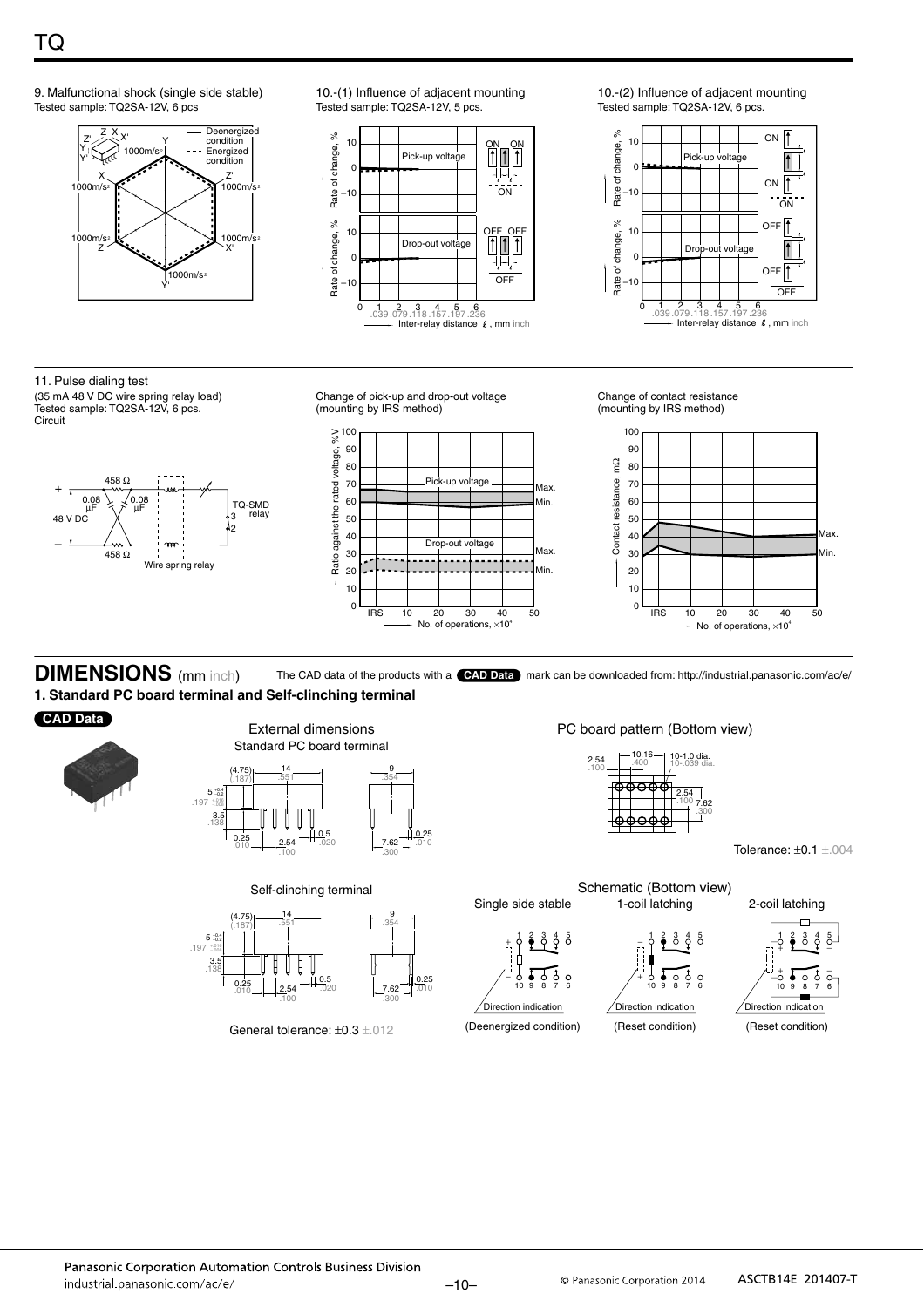9. Malfunctional shock (single side stable)
Tested sample: TQ2SA-12V, 6 pcs

10.-(1) Influence of adjacent mounting
Tested sample: TQ2SA-12V, 5 pcs.

10.-(2) Influence of adjacent mounting
Tested sample: TQ2SA-12V, 6 pcs.

11. Pulse dialing test
(35 mA 48 V DC wire spring relay load)
Tested sample: TQ2SA-12V, 6 pcs.
Circuit

Change of pick-up and drop-out voltage
(mounting by IRS method)

Change of contact resistance
(mounting by IRS method)

## DIMENSIONS (mm inch)

The CAD data of the products with a **CAD Data** mark can be downloaded from: http://industrial.panasonic.com/ac/e/

### 1. Standard PC board terminal and Self-clinching terminal

**CAD Data**

External dimensions

Standard PC board terminal

Self-clinching terminal

General tolerance: ±0.3 ±.012

PC board pattern (Bottom view)

Tolerance: ±0.1 ±.004

Schematic (Bottom view)

Single side stable — (Deenergized condition)

1-coil latching — (Reset condition)

2-coil latching — (Reset condition)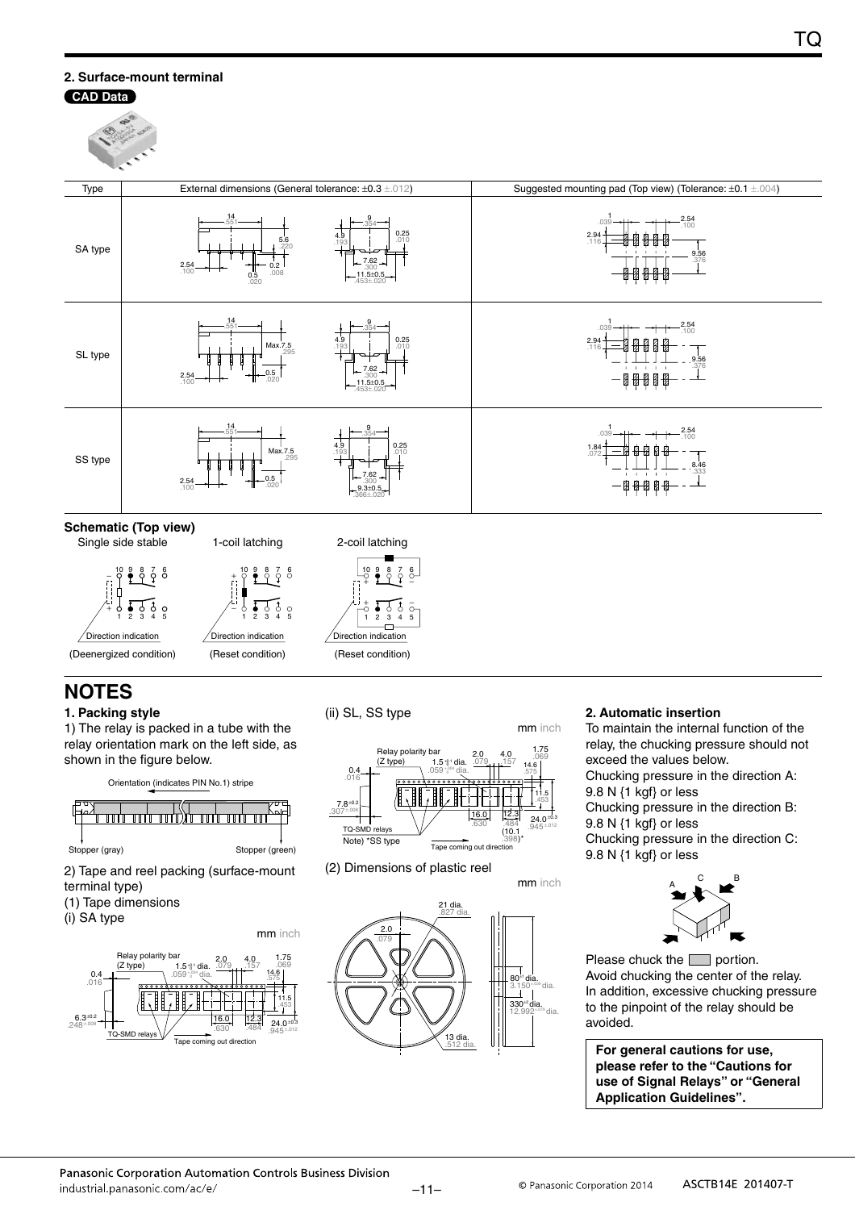## 2. Surface-mount terminal

**CAD Data**

| Type | External dimensions (General tolerance: ±0.3 ±.012) | Suggested mounting pad (Top view) (Tolerance: ±0.1 ±.004) |
|---|---|---|
| SA type | 14 .551; 5.6 .220; 2.54 .100; 0.5 .020; 0.2 .008; 9 .354; 4.9 .193; 0.25 .010; 7.62 .300; 11.5±0.5 .453±.020 | 1 .039; 2.54 .100; 2.94 .116; 9.56 .376 |
| SL type | 14 .551; Max.7.5 .295; 2.54 .100; 0.5 .020; 9 .354; 4.9 .193; 0.25 .010; 7.62 .300; 11.5±0.5 .453±.020 | 1 .039; 2.54 .100; 2.94 .116; 9.56 .376 |
| SS type | 14 .551; Max.7.5 .295; 2.54 .100; 0.5 .020; 9 .354; 4.9 .193; 0.25 .010; 7.62 .300; 9.3±0.5 .366±.020 | 1 .039; 2.54 .100; 1.84 .072; 8.46 .333 |

### Schematic (Top view)

Single side stable

Direction indication

(Deenergized condition)

1-coil latching

Direction indication

(Reset condition)

2-coil latching

Direction indication

(Reset condition)

# NOTES

### 1. Packing style

1) The relay is packed in a tube with the relay orientation mark on the left side, as shown in the figure below.

Orientation (indicates PIN No.1) stripe

Stopper (gray)

Stopper (green)

2) Tape and reel packing (surface-mount terminal type)

(1) Tape dimensions

(i) SA type

mm inch

Relay polarity bar (Z type)

1.5 +0.1 0 dia. .059 +.004 0 dia.

2.0 .079

4.0 .157

1.75 .069

14.6 .575

11.5 .453

0.4 .016

6.3±0.2 .248±.008

16.0 .630

12.3 .484

24.0±0.3 .945±.012

TQ-SMD relays

Tape coming out direction

(ii) SL, SS type

mm inch

Relay polarity bar (Z type)

1.5 +0.1 0 dia. .059 +.004 0 dia.

2.0 .079

4.0 .157

1.75 .069

14.6 .575

11.5 .453

0.4 .016

7.8±0.2 .307±.008

16.0 .630

12.3 .484

(10.1 .398)*

24.0±0.3 .945±.012

TQ-SMD relays

Note) *SS type

Tape coming out direction

(2) Dimensions of plastic reel

mm inch

21 dia. .827 dia.

2.0 .079

80±1 dia. 3.150±.039 dia.

330±2 dia. 12.992±.079 dia.

13 dia. .512 dia.

### 2. Automatic insertion

To maintain the internal function of the relay, the chucking pressure should not exceed the values below.

Chucking pressure in the direction A: 9.8 N {1 kgf} or less

Chucking pressure in the direction B: 9.8 N {1 kgf} or less

Chucking pressure in the direction C: 9.8 N {1 kgf} or less

Please chuck the ▭ portion.

Avoid chucking the center of the relay.

In addition, excessive chucking pressure to the pinpoint of the relay should be avoided.

**For general cautions for use, please refer to the "Cautions for use of Signal Relays" or "General Application Guidelines".**